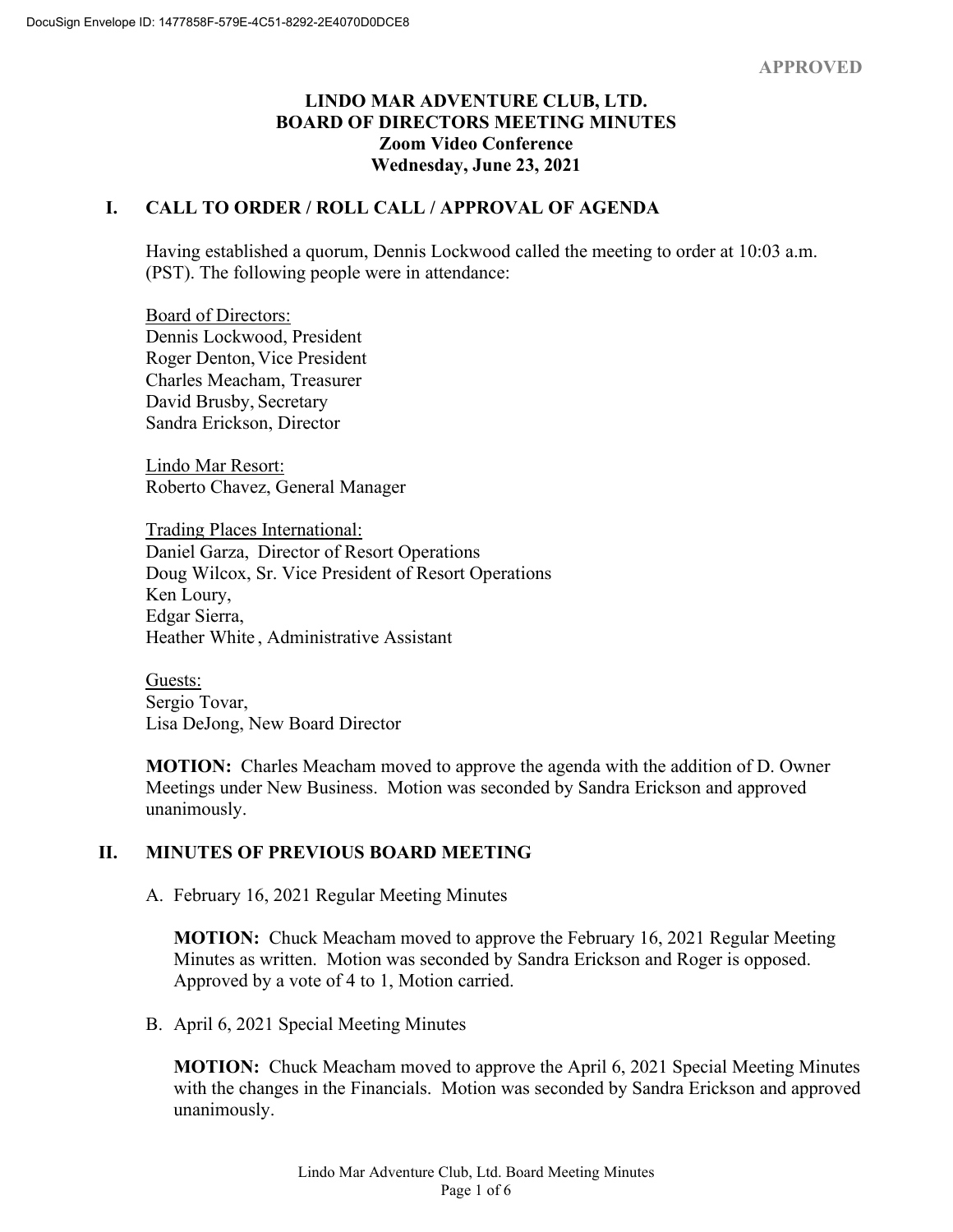APPROVED

# LINDO MAR ADVENTURE CLUB, LTD.
# BOARD OF DIRECTORS MEETING MINUTES
## Zoom Video Conference
## Wednesday, June 23, 2021

## I. CALL TO ORDER / ROLL CALL / APPROVAL OF AGENDA

Having established a quorum, Dennis Lockwood called the meeting to order at 10:03 a.m. (PST). The following people were in attendance:

Board of Directors:
Dennis Lockwood, President
Roger Denton, Vice President
Charles Meacham, Treasurer
David Brusby, Secretary
Sandra Erickson, Director

Lindo Mar Resort:
Roberto Chavez, General Manager

Trading Places International:
Daniel Garza, Director of Resort Operations
Doug Wilcox, Sr. Vice President of Resort Operations
Ken Loury,
Edgar Sierra,
Heather White, Administrative Assistant

Guests:
Sergio Tovar,
Lisa DeJong, New Board Director

**MOTION:** Charles Meacham moved to approve the agenda with the addition of D. Owner Meetings under New Business. Motion was seconded by Sandra Erickson and approved unanimously.

## II. MINUTES OF PREVIOUS BOARD MEETING

A. February 16, 2021 Regular Meeting Minutes

**MOTION:** Chuck Meacham moved to approve the February 16, 2021 Regular Meeting Minutes as written. Motion was seconded by Sandra Erickson and Roger is opposed. Approved by a vote of 4 to 1, Motion carried.

B. April 6, 2021 Special Meeting Minutes

**MOTION:** Chuck Meacham moved to approve the April 6, 2021 Special Meeting Minutes with the changes in the Financials. Motion was seconded by Sandra Erickson and approved unanimously.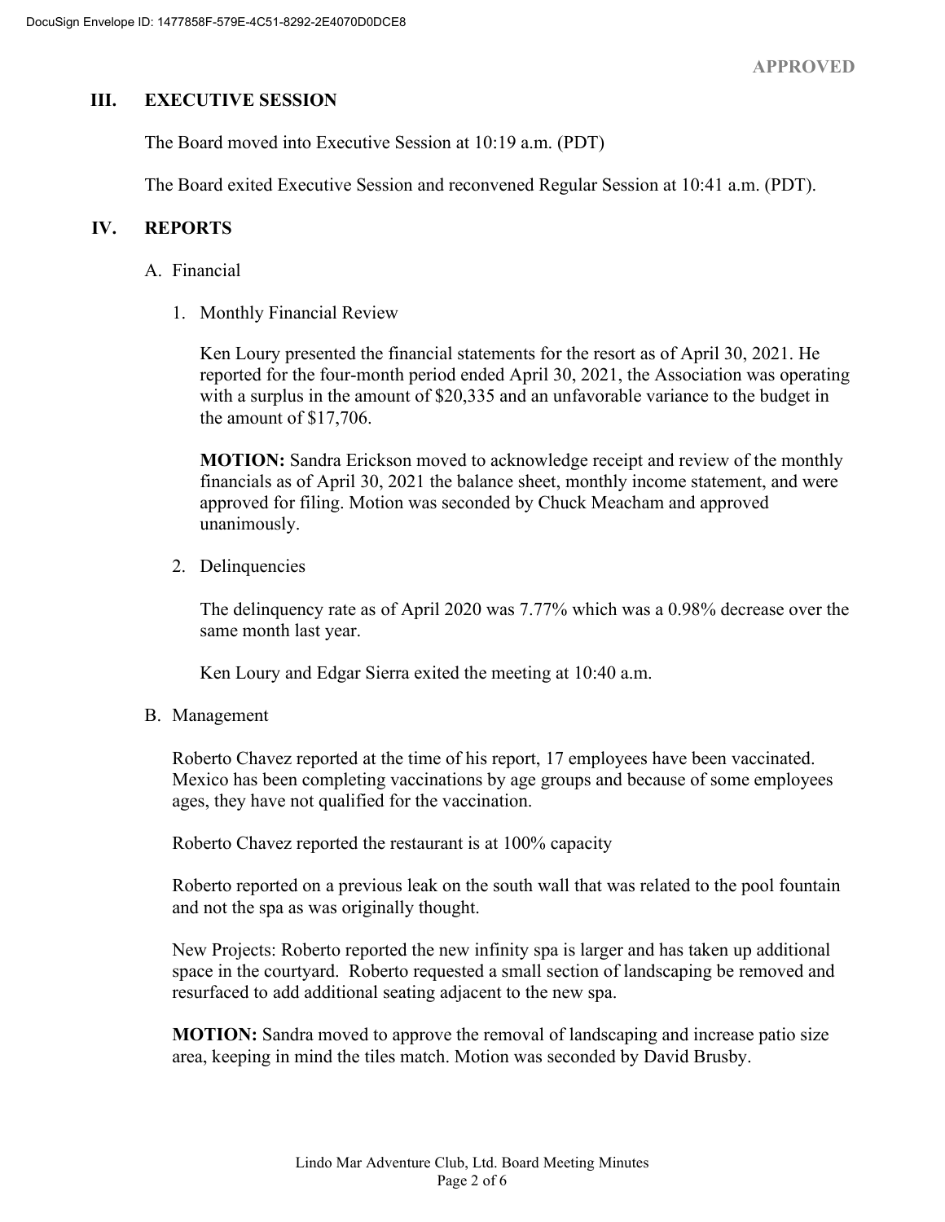APPROVED

## III. EXECUTIVE SESSION

The Board moved into Executive Session at 10:19 a.m. (PDT)

The Board exited Executive Session and reconvened Regular Session at 10:41 a.m. (PDT).

## IV. REPORTS

A. Financial

1. Monthly Financial Review

   Ken Loury presented the financial statements for the resort as of April 30, 2021. He reported for the four-month period ended April 30, 2021, the Association was operating with a surplus in the amount of $20,335 and an unfavorable variance to the budget in the amount of $17,706.

   **MOTION:** Sandra Erickson moved to acknowledge receipt and review of the monthly financials as of April 30, 2021 the balance sheet, monthly income statement, and were approved for filing. Motion was seconded by Chuck Meacham and approved unanimously.

2. Delinquencies

   The delinquency rate as of April 2020 was 7.77% which was a 0.98% decrease over the same month last year.

   Ken Loury and Edgar Sierra exited the meeting at 10:40 a.m.

B. Management

Roberto Chavez reported at the time of his report, 17 employees have been vaccinated. Mexico has been completing vaccinations by age groups and because of some employees ages, they have not qualified for the vaccination.

Roberto Chavez reported the restaurant is at 100% capacity

Roberto reported on a previous leak on the south wall that was related to the pool fountain and not the spa as was originally thought.

New Projects: Roberto reported the new infinity spa is larger and has taken up additional space in the courtyard. Roberto requested a small section of landscaping be removed and resurfaced to add additional seating adjacent to the new spa.

**MOTION:** Sandra moved to approve the removal of landscaping and increase patio size area, keeping in mind the tiles match. Motion was seconded by David Brusby.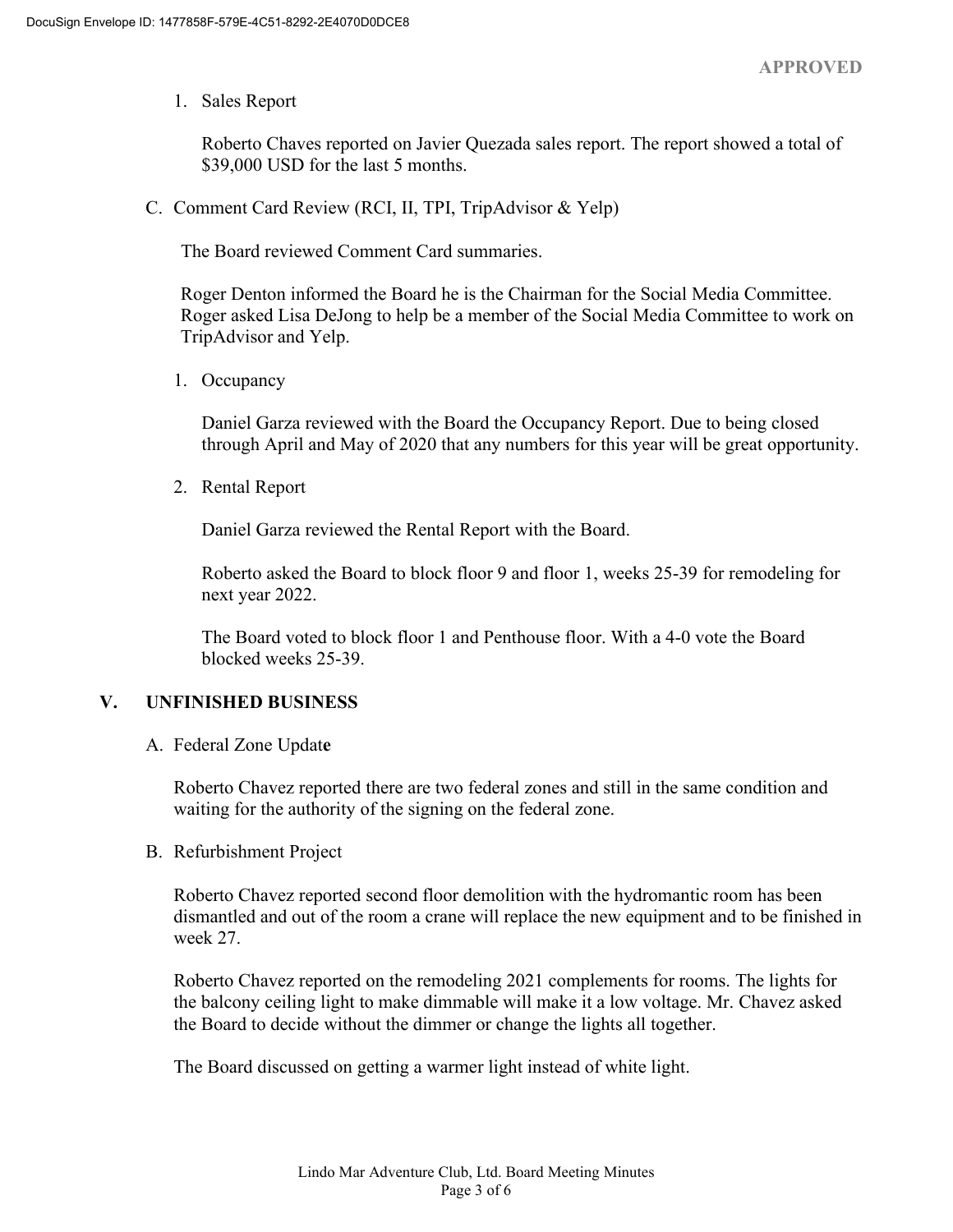APPROVED

1. Sales Report

   Roberto Chaves reported on Javier Quezada sales report. The report showed a total of \$39,000 USD for the last 5 months.

C. Comment Card Review (RCI, II, TPI, TripAdvisor & Yelp)

   The Board reviewed Comment Card summaries.

   Roger Denton informed the Board he is the Chairman for the Social Media Committee. Roger asked Lisa DeJong to help be a member of the Social Media Committee to work on TripAdvisor and Yelp.

1. Occupancy

   Daniel Garza reviewed with the Board the Occupancy Report. Due to being closed through April and May of 2020 that any numbers for this year will be great opportunity.

2. Rental Report

   Daniel Garza reviewed the Rental Report with the Board.

   Roberto asked the Board to block floor 9 and floor 1, weeks 25-39 for remodeling for next year 2022.

   The Board voted to block floor 1 and Penthouse floor. With a 4-0 vote the Board blocked weeks 25-39.

## V. UNFINISHED BUSINESS

A. Federal Zone Update

   Roberto Chavez reported there are two federal zones and still in the same condition and waiting for the authority of the signing on the federal zone.

B. Refurbishment Project

   Roberto Chavez reported second floor demolition with the hydromantic room has been dismantled and out of the room a crane will replace the new equipment and to be finished in week 27.

   Roberto Chavez reported on the remodeling 2021 complements for rooms. The lights for the balcony ceiling light to make dimmable will make it a low voltage. Mr. Chavez asked the Board to decide without the dimmer or change the lights all together.

   The Board discussed on getting a warmer light instead of white light.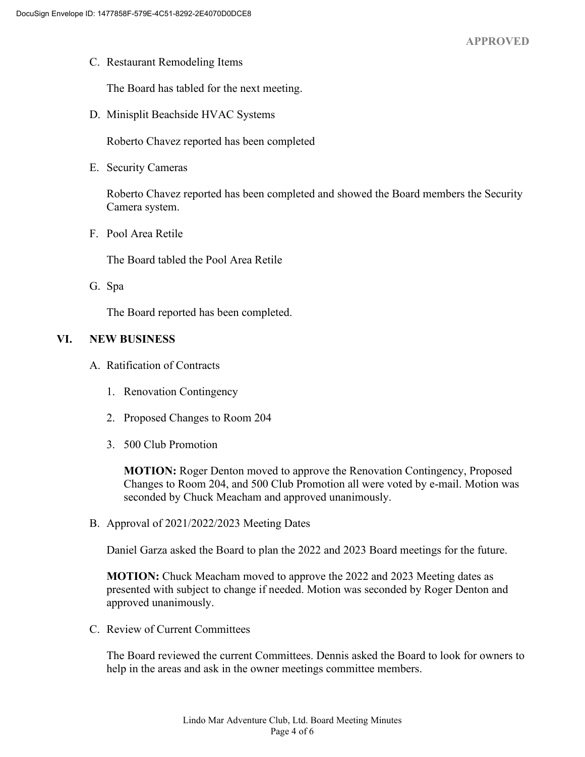C. Restaurant Remodeling Items

The Board has tabled for the next meeting.

D. Minisplit Beachside HVAC Systems

Roberto Chavez reported has been completed

E. Security Cameras

Roberto Chavez reported has been completed and showed the Board members the Security Camera system.

F. Pool Area Retile

The Board tabled the Pool Area Retile

G. Spa

The Board reported has been completed.

## VI. NEW BUSINESS

A. Ratification of Contracts

1. Renovation Contingency
2. Proposed Changes to Room 204
3. 500 Club Promotion

**MOTION:** Roger Denton moved to approve the Renovation Contingency, Proposed Changes to Room 204, and 500 Club Promotion all were voted by e-mail. Motion was seconded by Chuck Meacham and approved unanimously.

B. Approval of 2021/2022/2023 Meeting Dates

Daniel Garza asked the Board to plan the 2022 and 2023 Board meetings for the future.

**MOTION:** Chuck Meacham moved to approve the 2022 and 2023 Meeting dates as presented with subject to change if needed. Motion was seconded by Roger Denton and approved unanimously.

C. Review of Current Committees

The Board reviewed the current Committees. Dennis asked the Board to look for owners to help in the areas and ask in the owner meetings committee members.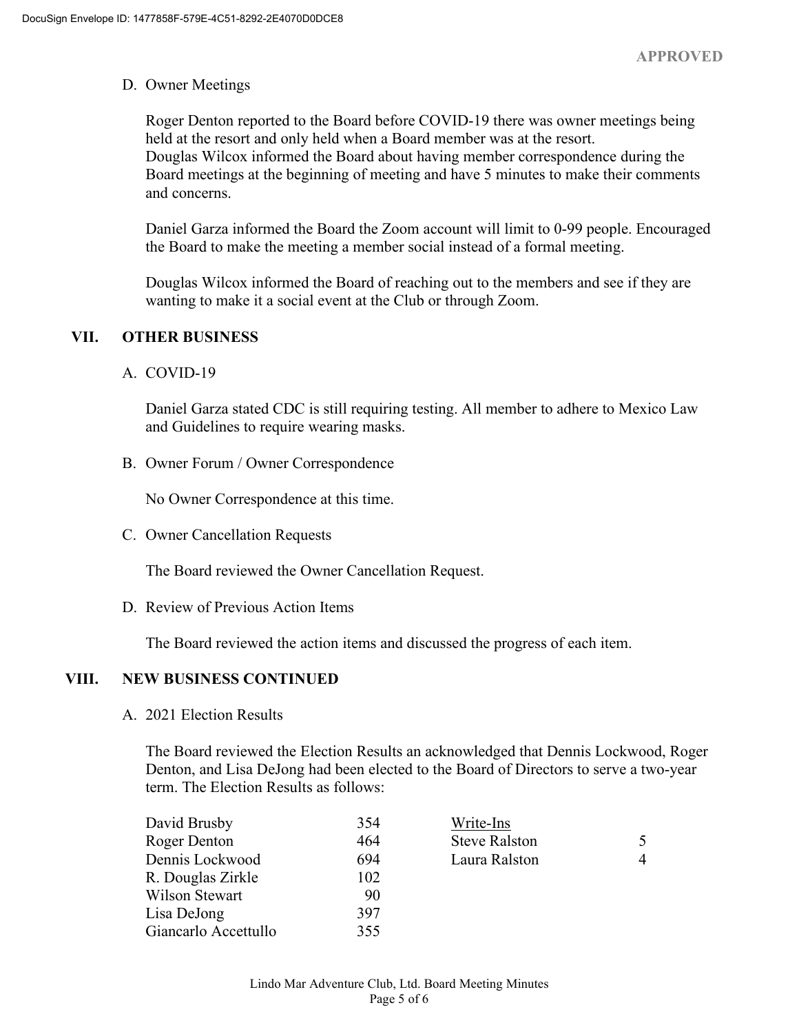APPROVED

D. Owner Meetings

Roger Denton reported to the Board before COVID-19 there was owner meetings being held at the resort and only held when a Board member was at the resort.
Douglas Wilcox informed the Board about having member correspondence during the Board meetings at the beginning of meeting and have 5 minutes to make their comments and concerns.

Daniel Garza informed the Board the Zoom account will limit to 0-99 people. Encouraged the Board to make the meeting a member social instead of a formal meeting.

Douglas Wilcox informed the Board of reaching out to the members and see if they are wanting to make it a social event at the Club or through Zoom.

## VII. OTHER BUSINESS

A. COVID-19

Daniel Garza stated CDC is still requiring testing. All member to adhere to Mexico Law and Guidelines to require wearing masks.

B. Owner Forum / Owner Correspondence

No Owner Correspondence at this time.

C. Owner Cancellation Requests

The Board reviewed the Owner Cancellation Request.

D. Review of Previous Action Items

The Board reviewed the action items and discussed the progress of each item.

## VIII. NEW BUSINESS CONTINUED

A. 2021 Election Results

The Board reviewed the Election Results an acknowledged that Dennis Lockwood, Roger Denton, and Lisa DeJong had been elected to the Board of Directors to serve a two-year term. The Election Results as follows:

| Candidate | Votes |
|---|---|
| David Brusby | 354 |
| Roger Denton | 464 |
| Dennis Lockwood | 694 |
| R. Douglas Zirkle | 102 |
| Wilson Stewart | 90 |
| Lisa DeJong | 397 |
| Giancarlo Accettullo | 355 |

| Write-Ins | |
|---|---|
| Steve Ralston | 5 |
| Laura Ralston | 4 |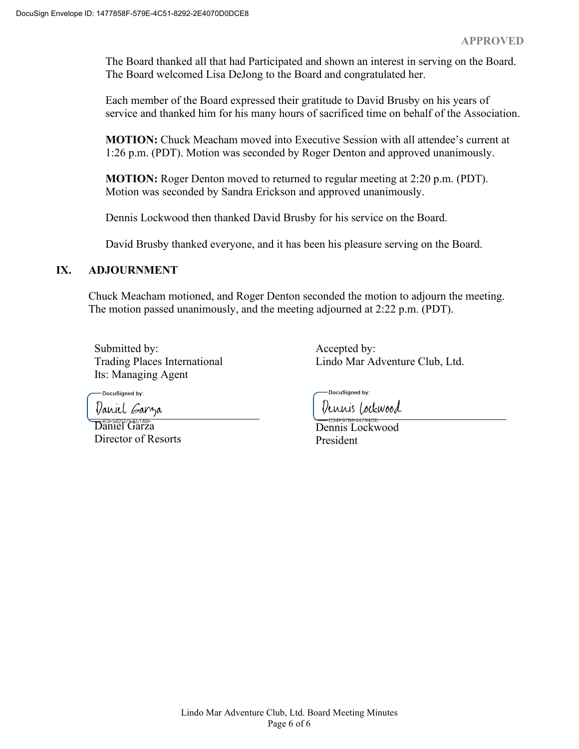APPROVED

The Board thanked all that had Participated and shown an interest in serving on the Board. The Board welcomed Lisa DeJong to the Board and congratulated her.

Each member of the Board expressed their gratitude to David Brusby on his years of service and thanked him for his many hours of sacrificed time on behalf of the Association.

**MOTION:** Chuck Meacham moved into Executive Session with all attendee's current at 1:26 p.m. (PDT). Motion was seconded by Roger Denton and approved unanimously.

**MOTION:** Roger Denton moved to returned to regular meeting at 2:20 p.m. (PDT). Motion was seconded by Sandra Erickson and approved unanimously.

Dennis Lockwood then thanked David Brusby for his service on the Board.

David Brusby thanked everyone, and it has been his pleasure serving on the Board.

## IX. ADJOURNMENT

Chuck Meacham motioned, and Roger Denton seconded the motion to adjourn the meeting. The motion passed unanimously, and the meeting adjourned at 2:22 p.m. (PDT).

Submitted by:
Trading Places International
Its: Managing Agent

DocuSigned by:
Daniel Garza
B3F582D7EA5148F...
Daniel Garza
Director of Resorts

Accepted by:
Lindo Mar Adventure Club, Ltd.

DocuSigned by:
Dennis Lockwood
C34F37BE44794C6...
Dennis Lockwood
President